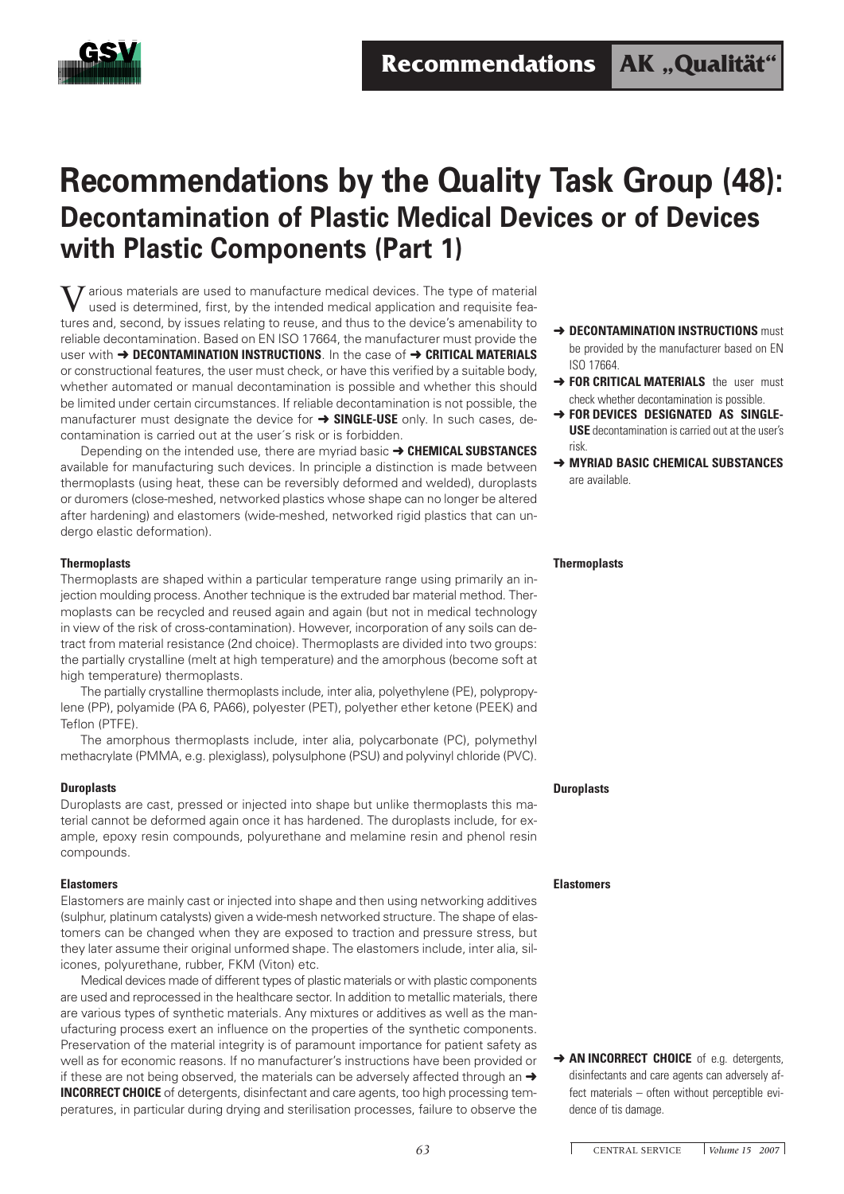# Recommendations by the Quality Task Group (48): Decontamination of Plastic Medical Devices or of Devices with Plastic Components (Part 1)

Various materials are used to manufacture medical devices. The type of material used is determined, first, by the intended medical application and requisite features and, second, by issues relating to reuse, and thus to the device's amenability to reliable decontamination. Based on EN ISO 17664, the manufacturer must provide the user with ➜ **DECONTAMINATION INSTRUCTIONS**. In the case of ➜ **CRITICAL MATERIALS** or constructional features, the user must check, or have this verified by a suitable body, whether automated or manual decontamination is possible and whether this should be limited under certain circumstances. If reliable decontamination is not possible, the manufacturer must designate the device for ➜ **SINGLE-USE** only. In such cases, decontamination is carried out at the user´s risk or is forbidden.

Depending on the intended use, there are myriad basic ➜ **CHEMICAL SUBSTANCES** available for manufacturing such devices. In principle a distinction is made between thermoplasts (using heat, these can be reversibly deformed and welded), duroplasts or duromers (close-meshed, networked plastics whose shape can no longer be altered after hardening) and elastomers (wide-meshed, networked rigid plastics that can undergo elastic deformation).

- ➜ **DECONTAMINATION INSTRUCTIONS** must be provided by the manufacturer based on EN ISO 17664.
- ➜ **FOR CRITICAL MATERIALS** the user must check whether decontamination is possible.
- ➜ **FOR DEVICES DESIGNATED AS SINGLE-USE** decontamination is carried out at the user's risk.
- ➜ **MYRIAD BASIC CHEMICAL SUBSTANCES** are available.

### Thermoplasts

Thermoplasts are shaped within a particular temperature range using primarily an injection moulding process. Another technique is the extruded bar material method. Thermoplasts can be recycled and reused again and again (but not in medical technology in view of the risk of cross-contamination). However, incorporation of any soils can detract from material resistance (2nd choice). Thermoplasts are divided into two groups: the partially crystalline (melt at high temperature) and the amorphous (become soft at high temperature) thermoplasts.

The partially crystalline thermoplasts include, inter alia, polyethylene (PE), polypropylene (PP), polyamide (PA 6, PA66), polyester (PET), polyether ether ketone (PEEK) and Teflon (PTFE).

The amorphous thermoplasts include, inter alia, polycarbonate (PC), polymethyl methacrylate (PMMA, e.g. plexiglass), polysulphone (PSU) and polyvinyl chloride (PVC).

### Duroplasts

Duroplasts are cast, pressed or injected into shape but unlike thermoplasts this material cannot be deformed again once it has hardened. The duroplasts include, for example, epoxy resin compounds, polyurethane and melamine resin and phenol resin compounds.

### Elastomers

Elastomers are mainly cast or injected into shape and then using networking additives (sulphur, platinum catalysts) given a wide-mesh networked structure. The shape of elastomers can be changed when they are exposed to traction and pressure stress, but they later assume their original unformed shape. The elastomers include, inter alia, silicones, polyurethane, rubber, FKM (Viton) etc.

Medical devices made of different types of plastic materials or with plastic components are used and reprocessed in the healthcare sector. In addition to metallic materials, there are various types of synthetic materials. Any mixtures or additives as well as the manufacturing process exert an influence on the properties of the synthetic components. Preservation of the material integrity is of paramount importance for patient safety as well as for economic reasons. If no manufacturer's instructions have been provided or if these are not being observed, the materials can be adversely affected through an ➜ **INCORRECT CHOICE** of detergents, disinfectant and care agents, too high processing temperatures, in particular during drying and sterilisation processes, failure to observe the

- ➜ **AN INCORRECT CHOICE** of e.g. detergents, disinfectants and care agents can adversely affect materials – often without perceptible evidence of tis damage.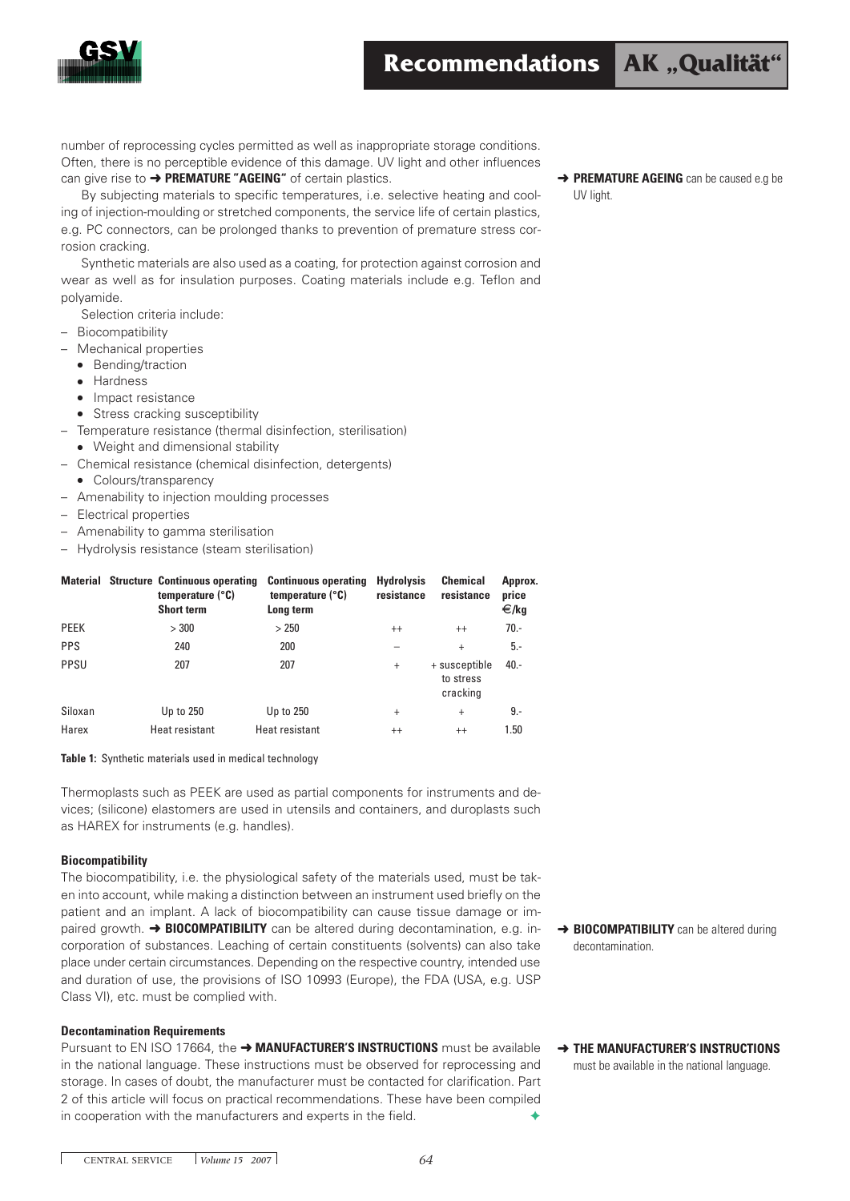number of reprocessing cycles permitted as well as inappropriate storage conditions. Often, there is no perceptible evidence of this damage. UV light and other influences can give rise to ➜ **PREMATURE "AGEING"** of certain plastics.

By subjecting materials to specific temperatures, i.e. selective heating and cooling of injection-moulding or stretched components, the service life of certain plastics, e.g. PC connectors, can be prolonged thanks to prevention of premature stress corrosion cracking.

Synthetic materials are also used as a coating, for protection against corrosion and wear as well as for insulation purposes. Coating materials include e.g. Teflon and polyamide.

Selection criteria include:

- Biocompatibility
- Mechanical properties
  - Bending/traction
  - Hardness
  - Impact resistance
  - Stress cracking susceptibility
- Temperature resistance (thermal disinfection, sterilisation)
  - Weight and dimensional stability
- Chemical resistance (chemical disinfection, detergents)
  - Colours/transparency
- Amenability to injection moulding processes
- Electrical properties
- Amenability to gamma sterilisation
- Hydrolysis resistance (steam sterilisation)

| Material | Structure | Continuous operating temperature (°C) Short term | Continuous operating temperature (°C) Long term | Hydrolysis resistance | Chemical resistance | Approx. price €/kg |
|---|---|---|---|---|---|---|
| PEEK | | > 300 | > 250 | ++ | ++ | 70.- |
| PPS | | 240 | 200 | – | + | 5.- |
| PPSU | | 207 | 207 | + | + susceptible to stress cracking | 40.- |
| Siloxan | | Up to 250 | Up to 250 | + | + | 9.- |
| Harex | | Heat resistant | Heat resistant | ++ | ++ | 1.50 |

**Table 1:** Synthetic materials used in medical technology

Thermoplasts such as PEEK are used as partial components for instruments and devices; (silicone) elastomers are used in utensils and containers, and duroplasts such as HAREX for instruments (e.g. handles).

➜ **PREMATURE AGEING** can be caused e.g be UV light.

**Biocompatibility**

The biocompatibility, i.e. the physiological safety of the materials used, must be taken into account, while making a distinction between an instrument used briefly on the patient and an implant. A lack of biocompatibility can cause tissue damage or impaired growth. ➜ **BIOCOMPATIBILITY** can be altered during decontamination, e.g. incorporation of substances. Leaching of certain constituents (solvents) can also take place under certain circumstances. Depending on the respective country, intended use and duration of use, the provisions of ISO 10993 (Europe), the FDA (USA, e.g. USP Class VI), etc. must be complied with.

➜ **BIOCOMPATIBILITY** can be altered during decontamination.

**Decontamination Requirements**

Pursuant to EN ISO 17664, the ➜ **MANUFACTURER'S INSTRUCTIONS** must be available in the national language. These instructions must be observed for reprocessing and storage. In cases of doubt, the manufacturer must be contacted for clarification. Part 2 of this article will focus on practical recommendations. These have been compiled in cooperation with the manufacturers and experts in the field. ✦

➜ **THE MANUFACTURER'S INSTRUCTIONS** must be available in the national language.